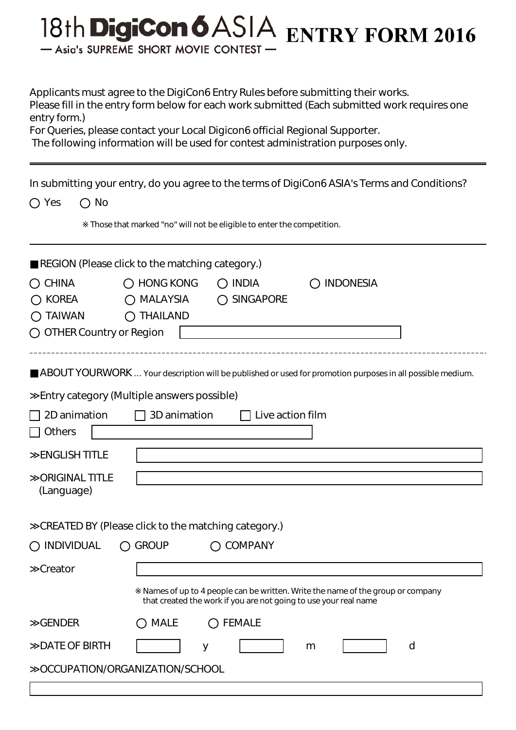# 18th DigiCon6 ASIA ENTRY FORM 2016

— Asia's SUPREME SHORT MOVIE CONTEST —

Applicants must agree to the DigiCon6 Entry Rules before submitting their works.
Please fill in the entry form below for each work submitted (Each submitted work requires one entry form.)
For Queries, please contact your Local Digicon6 official Regional Supporter.
The following information will be used for contest administration purposes only.

---

In submitting your entry, do you agree to the terms of DigiCon6 ASIA's Terms and Conditions?

○ Yes ○ No

※ Those that marked "no" will not be eligible to enter the competition.

---

■ REGION (Please click to the matching category.)

○ CHINA ○ HONG KONG ○ INDIA ○ INDONESIA
○ KOREA ○ MALAYSIA ○ SINGAPORE
○ TAIWAN ○ THAILAND
○ OTHER Country or Region [ ]

---

■ ABOUT YOURWORK … Your description will be published or used for promotion purposes in all possible medium.

≫Entry category (Multiple answers possible)

☐ 2D animation ☐ 3D animation ☐ Live action film
☐ Others [ ]

≫ENGLISH TITLE [ ]

≫ORIGINAL TITLE (Language) [ ]

≫CREATED BY (Please click to the matching category.)

○ INDIVIDUAL ○ GROUP ○ COMPANY

≫Creator [ ]

※ Names of up to 4 people can be written. Write the name of the group or company that created the work if you are not going to use your real name

≫GENDER ○ MALE ○ FEMALE

≫DATE OF BIRTH [ ] y [ ] m [ ] d

≫OCCUPATION/ORGANIZATION/SCHOOL

[ ]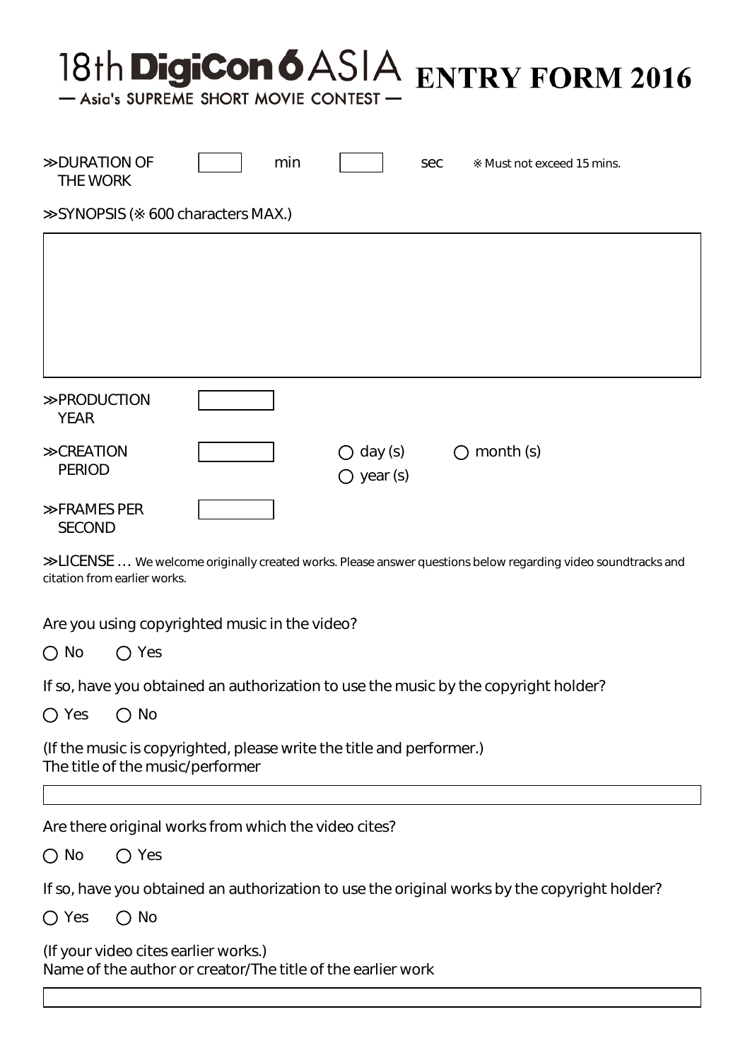# 18th DigiCon6 ASIA — Asia's SUPREME SHORT MOVIE CONTEST — ENTRY FORM 2016

≫DURATION OF THE WORK ____ min ____ sec ※ Must not exceed 15 mins.

≫SYNOPSIS (※ 600 characters MAX.)

______________________________________________

≫PRODUCTION YEAR ________

≫CREATION PERIOD ________ ○ day (s) ○ month (s) ○ year (s)

≫FRAMES PER SECOND ________

≫LICENSE … We welcome originally created works. Please answer questions below regarding video soundtracks and citation from earlier works.

Are you using copyrighted music in the video?

○ No ○ Yes

If so, have you obtained an authorization to use the music by the copyright holder?

○ Yes ○ No

(If the music is copyrighted, please write the title and performer.)
The title of the music/performer

______________________________________________

Are there original works from which the video cites?

○ No ○ Yes

If so, have you obtained an authorization to use the original works by the copyright holder?

○ Yes ○ No

(If your video cites earlier works.)
Name of the author or creator/The title of the earlier work

______________________________________________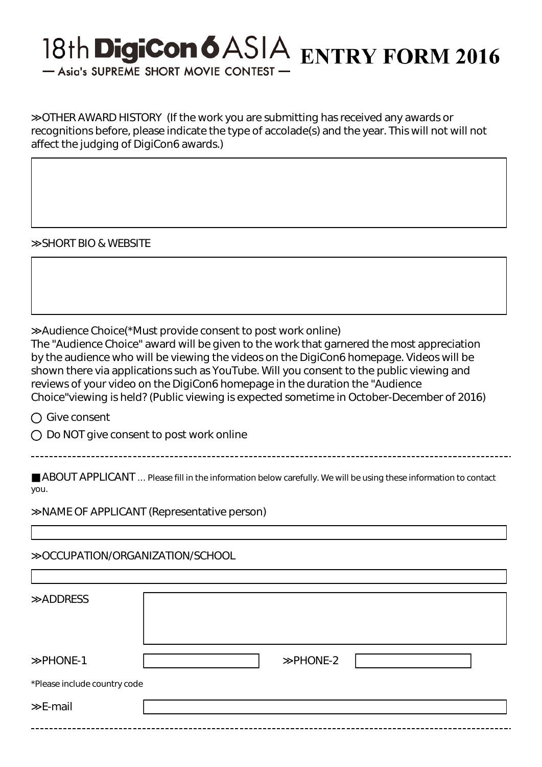# 18th DigiCon6 ASIA ENTRY FORM 2016

— Asia's SUPREME SHORT MOVIE CONTEST —

≫OTHER AWARD HISTORY (If the work you are submitting has received any awards or recognitions before, please indicate the type of accolade(s) and the year. This will not will not affect the judging of DigiCon6 awards.)

≫SHORT BIO & WEBSITE

≫Audience Choice(*Must provide consent to post work online)
The "Audience Choice" award will be given to the work that garnered the most appreciation by the audience who will be viewing the videos on the DigiCon6 homepage. Videos will be shown there via applications such as YouTube. Will you consent to the public viewing and reviews of your video on the DigiCon6 homepage in the duration the "Audience Choice"viewing is held? (Public viewing is expected sometime in October-December of 2016)

○ Give consent

○ Do NOT give consent to post work online

---

■ABOUT APPLICANT … Please fill in the information below carefully. We will be using these information to contact you.

≫NAME OF APPLICANT (Representative person)

≫OCCUPATION/ORGANIZATION/SCHOOL

≫ADDRESS

≫PHONE-1 ≫PHONE-2

*Please include country code

≫E-mail

---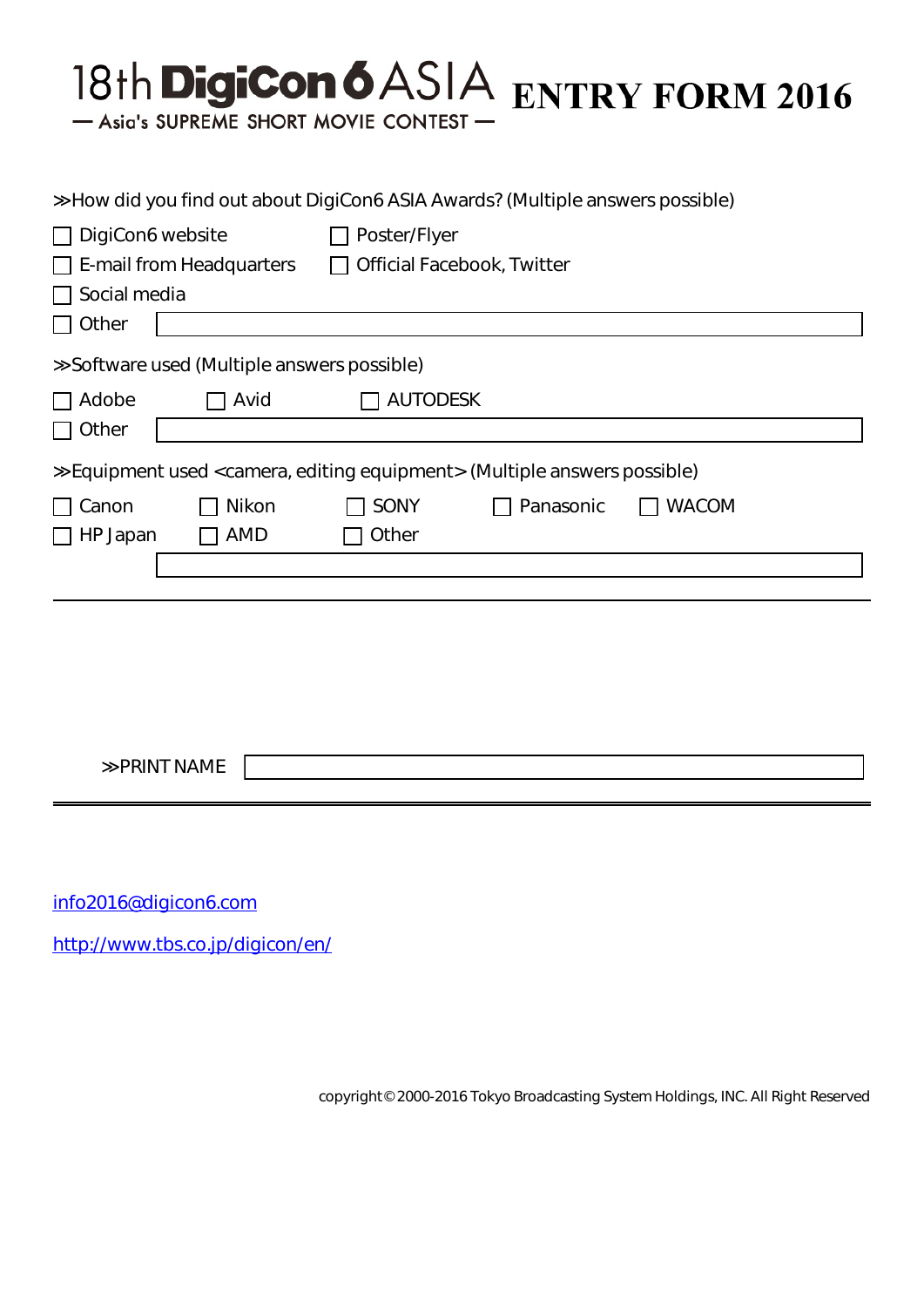# 18th DigiCon6 ASIA ENTRY FORM 2016

— Asia's SUPREME SHORT MOVIE CONTEST —

≫How did you find out about DigiCon6 ASIA Awards? (Multiple answers possible)

☐ DigiCon6 website ☐ Poster/Flyer

☐ E-mail from Headquarters ☐ Official Facebook, Twitter

☐ Social media

☐ Other \_\_\_\_\_\_\_\_\_\_\_\_\_\_\_\_\_\_\_\_

≫Software used (Multiple answers possible)

☐ Adobe ☐ Avid ☐ AUTODESK

☐ Other \_\_\_\_\_\_\_\_\_\_\_\_\_\_\_\_\_\_\_\_

≫Equipment used <camera, editing equipment> (Multiple answers possible)

☐ Canon ☐ Nikon ☐ SONY ☐ Panasonic ☐ WACOM

☐ HP Japan ☐ AMD ☐ Other

\_\_\_\_\_\_\_\_\_\_\_\_\_\_\_\_\_\_\_\_

---

≫PRINT NAME \_\_\_\_\_\_\_\_\_\_\_\_\_\_\_\_\_\_\_\_

---

info2016@digicon6.com

http://www.tbs.co.jp/digicon/en/

copyright © 2000-2016 Tokyo Broadcasting System Holdings, INC. All Right Reserved